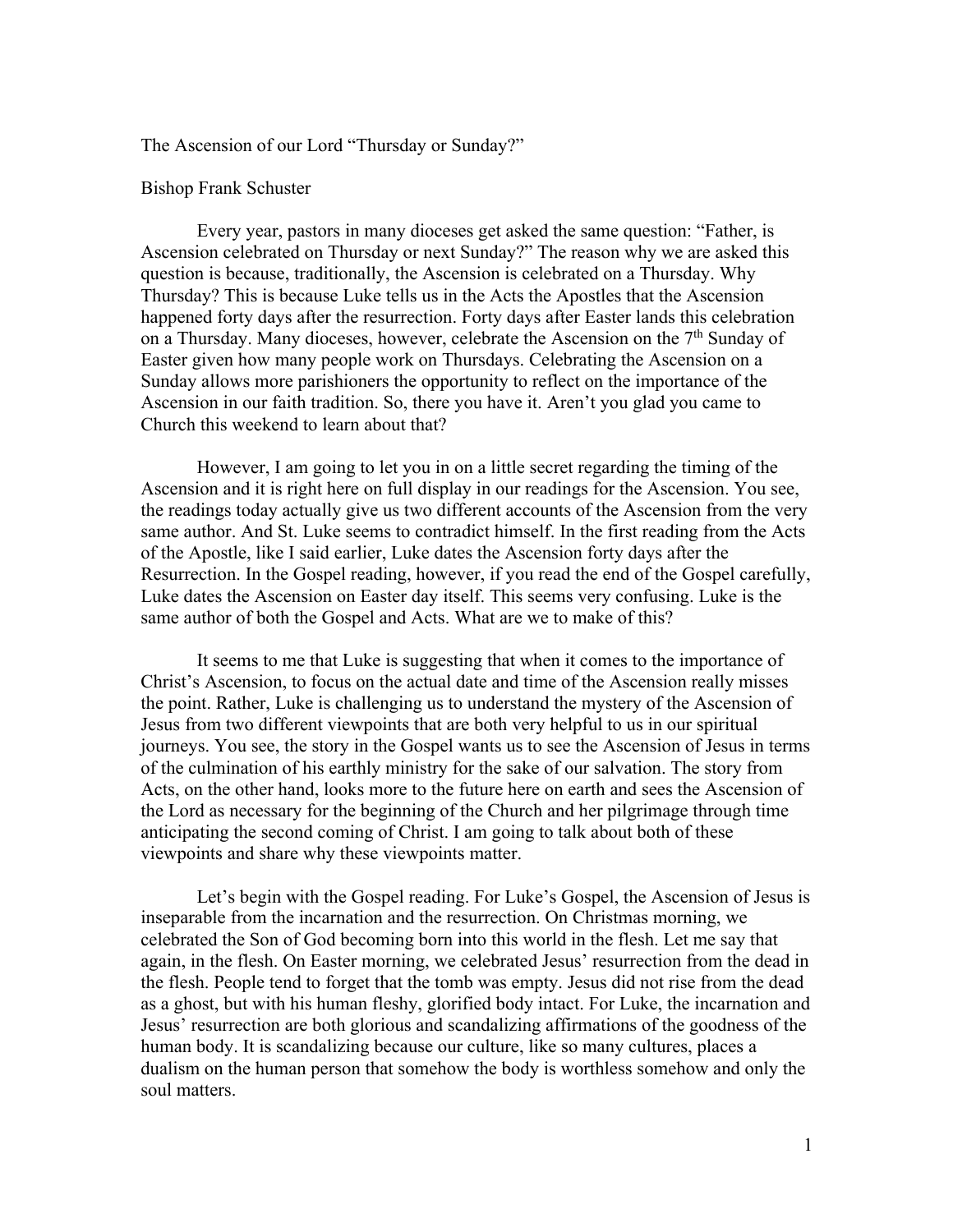The Ascension of our Lord "Thursday or Sunday?"

Bishop Frank Schuster

Every year, pastors in many dioceses get asked the same question: "Father, is Ascension celebrated on Thursday or next Sunday?" The reason why we are asked this question is because, traditionally, the Ascension is celebrated on a Thursday. Why Thursday? This is because Luke tells us in the Acts the Apostles that the Ascension happened forty days after the resurrection. Forty days after Easter lands this celebration on a Thursday. Many dioceses, however, celebrate the Ascension on the 7th Sunday of Easter given how many people work on Thursdays. Celebrating the Ascension on a Sunday allows more parishioners the opportunity to reflect on the importance of the Ascension in our faith tradition. So, there you have it. Aren't you glad you came to Church this weekend to learn about that?

However, I am going to let you in on a little secret regarding the timing of the Ascension and it is right here on full display in our readings for the Ascension. You see, the readings today actually give us two different accounts of the Ascension from the very same author. And St. Luke seems to contradict himself. In the first reading from the Acts of the Apostle, like I said earlier, Luke dates the Ascension forty days after the Resurrection. In the Gospel reading, however, if you read the end of the Gospel carefully, Luke dates the Ascension on Easter day itself. This seems very confusing. Luke is the same author of both the Gospel and Acts. What are we to make of this?

It seems to me that Luke is suggesting that when it comes to the importance of Christ's Ascension, to focus on the actual date and time of the Ascension really misses the point. Rather, Luke is challenging us to understand the mystery of the Ascension of Jesus from two different viewpoints that are both very helpful to us in our spiritual journeys. You see, the story in the Gospel wants us to see the Ascension of Jesus in terms of the culmination of his earthly ministry for the sake of our salvation. The story from Acts, on the other hand, looks more to the future here on earth and sees the Ascension of the Lord as necessary for the beginning of the Church and her pilgrimage through time anticipating the second coming of Christ. I am going to talk about both of these viewpoints and share why these viewpoints matter.

Let's begin with the Gospel reading. For Luke's Gospel, the Ascension of Jesus is inseparable from the incarnation and the resurrection. On Christmas morning, we celebrated the Son of God becoming born into this world in the flesh. Let me say that again, in the flesh. On Easter morning, we celebrated Jesus' resurrection from the dead in the flesh. People tend to forget that the tomb was empty. Jesus did not rise from the dead as a ghost, but with his human fleshy, glorified body intact. For Luke, the incarnation and Jesus' resurrection are both glorious and scandalizing affirmations of the goodness of the human body. It is scandalizing because our culture, like so many cultures, places a dualism on the human person that somehow the body is worthless somehow and only the soul matters.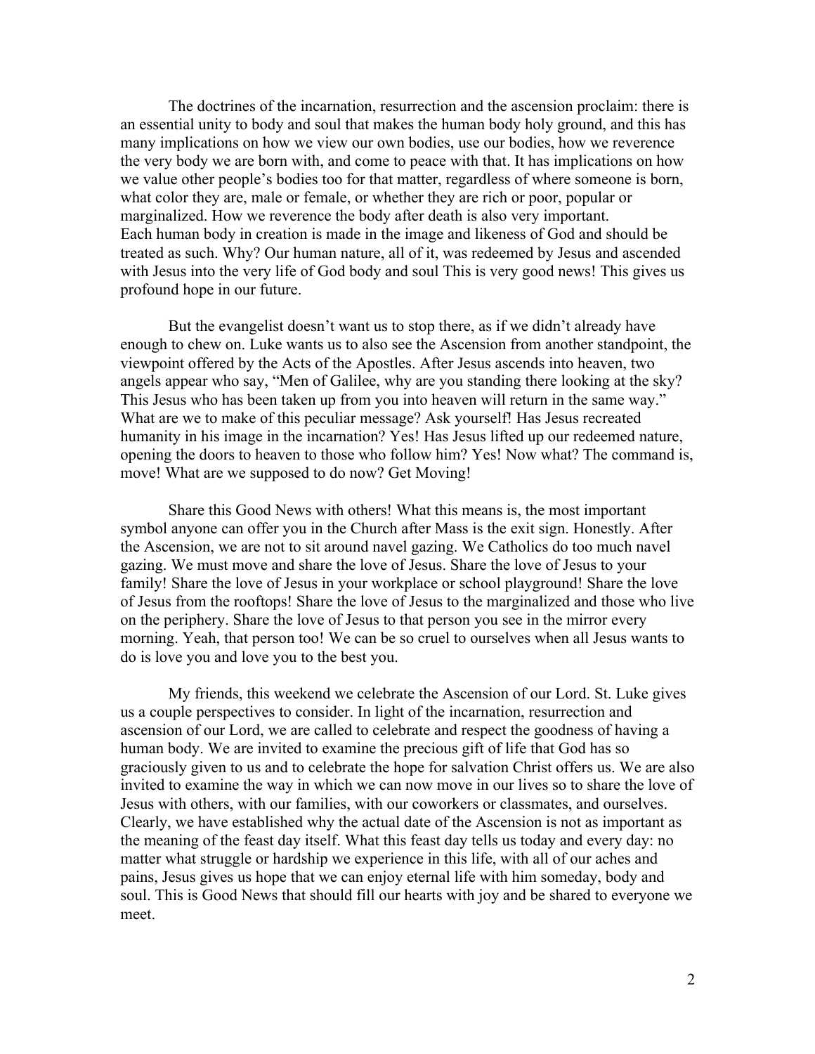The doctrines of the incarnation, resurrection and the ascension proclaim: there is an essential unity to body and soul that makes the human body holy ground, and this has many implications on how we view our own bodies, use our bodies, how we reverence the very body we are born with, and come to peace with that. It has implications on how we value other people's bodies too for that matter, regardless of where someone is born, what color they are, male or female, or whether they are rich or poor, popular or marginalized. How we reverence the body after death is also very important.
Each human body in creation is made in the image and likeness of God and should be treated as such. Why? Our human nature, all of it, was redeemed by Jesus and ascended with Jesus into the very life of God body and soul This is very good news! This gives us profound hope in our future.

But the evangelist doesn't want us to stop there, as if we didn't already have enough to chew on. Luke wants us to also see the Ascension from another standpoint, the viewpoint offered by the Acts of the Apostles. After Jesus ascends into heaven, two angels appear who say, "Men of Galilee, why are you standing there looking at the sky? This Jesus who has been taken up from you into heaven will return in the same way." What are we to make of this peculiar message? Ask yourself! Has Jesus recreated humanity in his image in the incarnation? Yes! Has Jesus lifted up our redeemed nature, opening the doors to heaven to those who follow him? Yes! Now what? The command is, move! What are we supposed to do now? Get Moving!

Share this Good News with others! What this means is, the most important symbol anyone can offer you in the Church after Mass is the exit sign. Honestly. After the Ascension, we are not to sit around navel gazing. We Catholics do too much navel gazing. We must move and share the love of Jesus. Share the love of Jesus to your family! Share the love of Jesus in your workplace or school playground! Share the love of Jesus from the rooftops! Share the love of Jesus to the marginalized and those who live on the periphery. Share the love of Jesus to that person you see in the mirror every morning. Yeah, that person too! We can be so cruel to ourselves when all Jesus wants to do is love you and love you to the best you.

My friends, this weekend we celebrate the Ascension of our Lord. St. Luke gives us a couple perspectives to consider. In light of the incarnation, resurrection and ascension of our Lord, we are called to celebrate and respect the goodness of having a human body. We are invited to examine the precious gift of life that God has so graciously given to us and to celebrate the hope for salvation Christ offers us. We are also invited to examine the way in which we can now move in our lives so to share the love of Jesus with others, with our families, with our coworkers or classmates, and ourselves. Clearly, we have established why the actual date of the Ascension is not as important as the meaning of the feast day itself. What this feast day tells us today and every day: no matter what struggle or hardship we experience in this life, with all of our aches and pains, Jesus gives us hope that we can enjoy eternal life with him someday, body and soul. This is Good News that should fill our hearts with joy and be shared to everyone we meet.